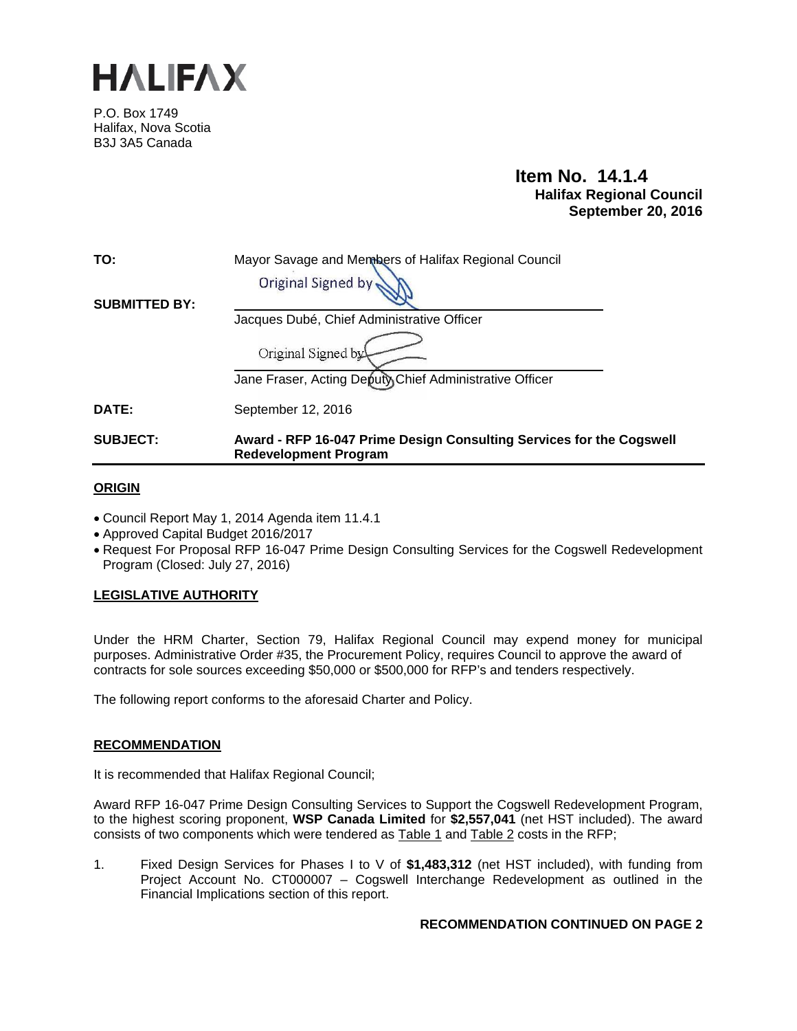# HALIFAX

P.O. Box 1749
Halifax, Nova Scotia
B3J 3A5 Canada

**Item No. 14.1.4**
**Halifax Regional Council**
**September 20, 2016**

| | |
|---|---|
| **TO:** | Mayor Savage and Members of Halifax Regional Council |
| **SUBMITTED BY:** | Original Signed by<br>Jacques Dubé, Chief Administrative Officer<br><br>Original Signed by<br>Jane Fraser, Acting Deputy Chief Administrative Officer |
| **DATE:** | September 12, 2016 |
| **SUBJECT:** | **Award - RFP 16-047 Prime Design Consulting Services for the Cogswell Redevelopment Program** |

## ORIGIN

- Council Report May 1, 2014 Agenda item 11.4.1
- Approved Capital Budget 2016/2017
- Request For Proposal RFP 16-047 Prime Design Consulting Services for the Cogswell Redevelopment Program (Closed: July 27, 2016)

## LEGISLATIVE AUTHORITY

Under the HRM Charter, Section 79, Halifax Regional Council may expend money for municipal purposes. Administrative Order #35, the Procurement Policy, requires Council to approve the award of contracts for sole sources exceeding $50,000 or $500,000 for RFP's and tenders respectively.

The following report conforms to the aforesaid Charter and Policy.

## RECOMMENDATION

It is recommended that Halifax Regional Council;

Award RFP 16-047 Prime Design Consulting Services to Support the Cogswell Redevelopment Program, to the highest scoring proponent, **WSP Canada Limited** for **$2,557,041** (net HST included). The award consists of two components which were tendered as Table 1 and Table 2 costs in the RFP;

1. Fixed Design Services for Phases I to V of **$1,483,312** (net HST included), with funding from Project Account No. CT000007 – Cogswell Interchange Redevelopment as outlined in the Financial Implications section of this report.

**RECOMMENDATION CONTINUED ON PAGE 2**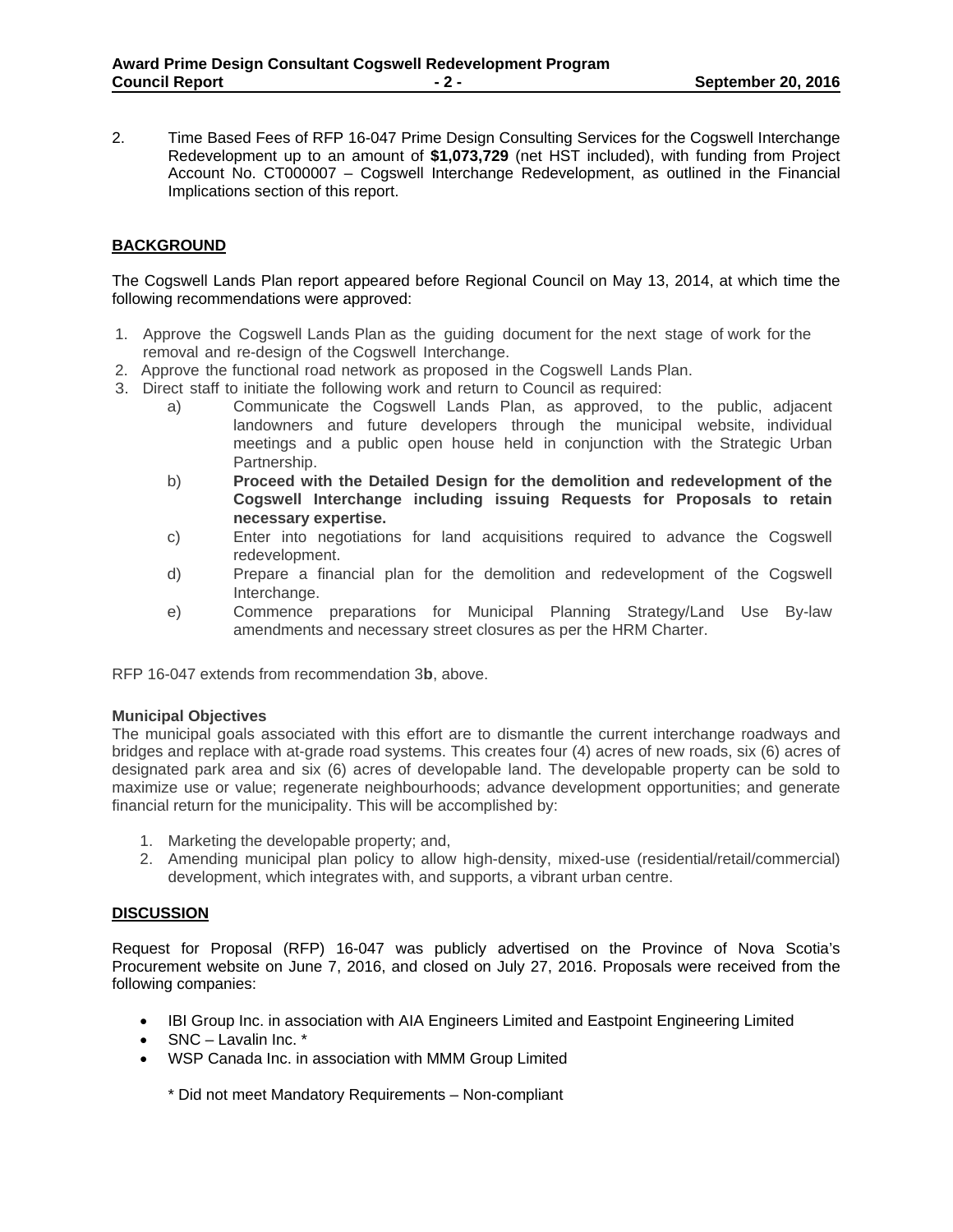2. Time Based Fees of RFP 16-047 Prime Design Consulting Services for the Cogswell Interchange Redevelopment up to an amount of **$1,073,729** (net HST included), with funding from Project Account No. CT000007 – Cogswell Interchange Redevelopment, as outlined in the Financial Implications section of this report.

## BACKGROUND

The Cogswell Lands Plan report appeared before Regional Council on May 13, 2014, at which time the following recommendations were approved:

1. Approve the Cogswell Lands Plan as the guiding document for the next stage of work for the removal and re-design of the Cogswell Interchange.
2. Approve the functional road network as proposed in the Cogswell Lands Plan.
3. Direct staff to initiate the following work and return to Council as required:
   a) Communicate the Cogswell Lands Plan, as approved, to the public, adjacent landowners and future developers through the municipal website, individual meetings and a public open house held in conjunction with the Strategic Urban Partnership.
   b) **Proceed with the Detailed Design for the demolition and redevelopment of the Cogswell Interchange including issuing Requests for Proposals to retain necessary expertise.**
   c) Enter into negotiations for land acquisitions required to advance the Cogswell redevelopment.
   d) Prepare a financial plan for the demolition and redevelopment of the Cogswell Interchange.
   e) Commence preparations for Municipal Planning Strategy/Land Use By-law amendments and necessary street closures as per the HRM Charter.

RFP 16-047 extends from recommendation 3**b**, above.

**Municipal Objectives**
The municipal goals associated with this effort are to dismantle the current interchange roadways and bridges and replace with at-grade road systems. This creates four (4) acres of new roads, six (6) acres of designated park area and six (6) acres of developable land. The developable property can be sold to maximize use or value; regenerate neighbourhoods; advance development opportunities; and generate financial return for the municipality. This will be accomplished by:

1. Marketing the developable property; and,
2. Amending municipal plan policy to allow high-density, mixed-use (residential/retail/commercial) development, which integrates with, and supports, a vibrant urban centre.

## DISCUSSION

Request for Proposal (RFP) 16-047 was publicly advertised on the Province of Nova Scotia's Procurement website on June 7, 2016, and closed on July 27, 2016. Proposals were received from the following companies:

- IBI Group Inc. in association with AIA Engineers Limited and Eastpoint Engineering Limited
- SNC – Lavalin Inc. *
- WSP Canada Inc. in association with MMM Group Limited

  * Did not meet Mandatory Requirements – Non-compliant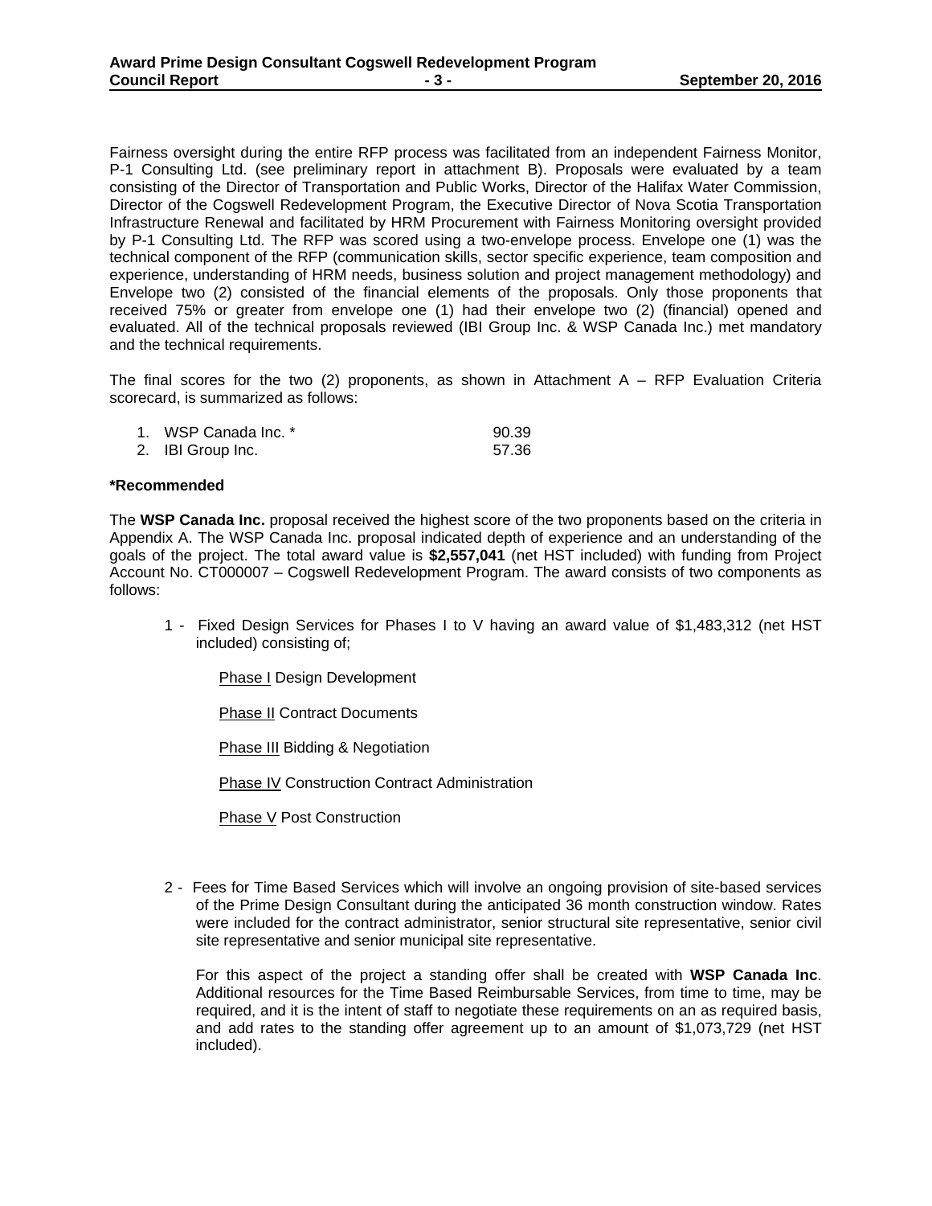Fairness oversight during the entire RFP process was facilitated from an independent Fairness Monitor, P-1 Consulting Ltd. (see preliminary report in attachment B). Proposals were evaluated by a team consisting of the Director of Transportation and Public Works, Director of the Halifax Water Commission, Director of the Cogswell Redevelopment Program, the Executive Director of Nova Scotia Transportation Infrastructure Renewal and facilitated by HRM Procurement with Fairness Monitoring oversight provided by P-1 Consulting Ltd. The RFP was scored using a two-envelope process. Envelope one (1) was the technical component of the RFP (communication skills, sector specific experience, team composition and experience, understanding of HRM needs, business solution and project management methodology) and Envelope two (2) consisted of the financial elements of the proposals. Only those proponents that received 75% or greater from envelope one (1) had their envelope two (2) (financial) opened and evaluated. All of the technical proposals reviewed (IBI Group Inc. & WSP Canada Inc.) met mandatory and the technical requirements.

The final scores for the two (2) proponents, as shown in Attachment A – RFP Evaluation Criteria scorecard, is summarized as follows:

| | |
|---|---|
| 1. WSP Canada Inc. * | 90.39 |
| 2. IBI Group Inc. | 57.36 |

**\*Recommended**

The **WSP Canada Inc.** proposal received the highest score of the two proponents based on the criteria in Appendix A. The WSP Canada Inc. proposal indicated depth of experience and an understanding of the goals of the project. The total award value is **$2,557,041** (net HST included) with funding from Project Account No. CT000007 – Cogswell Redevelopment Program. The award consists of two components as follows:

1 - Fixed Design Services for Phases I to V having an award value of $1,483,312 (net HST included) consisting of;

   Phase I Design Development

   Phase II Contract Documents

   Phase III Bidding & Negotiation

   Phase IV Construction Contract Administration

   Phase V Post Construction

2 - Fees for Time Based Services which will involve an ongoing provision of site-based services of the Prime Design Consultant during the anticipated 36 month construction window. Rates were included for the contract administrator, senior structural site representative, senior civil site representative and senior municipal site representative.

   For this aspect of the project a standing offer shall be created with **WSP Canada Inc**. Additional resources for the Time Based Reimbursable Services, from time to time, may be required, and it is the intent of staff to negotiate these requirements on an as required basis, and add rates to the standing offer agreement up to an amount of $1,073,729 (net HST included).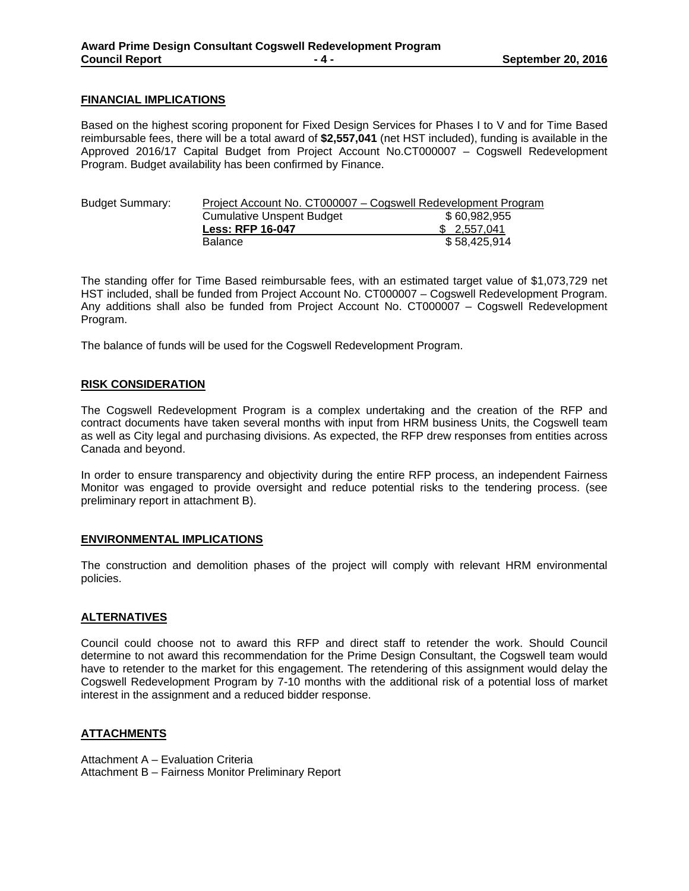## FINANCIAL IMPLICATIONS

Based on the highest scoring proponent for Fixed Design Services for Phases I to V and for Time Based reimbursable fees, there will be a total award of **$2,557,041** (net HST included), funding is available in the Approved 2016/17 Capital Budget from Project Account No.CT000007 – Cogswell Redevelopment Program. Budget availability has been confirmed by Finance.

Budget Summary: Project Account No. CT000007 – Cogswell Redevelopment Program

| | |
|---|---|
| Cumulative Unspent Budget | $ 60,982,955 |
| **Less: RFP 16-047** | $ 2,557,041 |
| Balance | $ 58,425,914 |

The standing offer for Time Based reimbursable fees, with an estimated target value of $1,073,729 net HST included, shall be funded from Project Account No. CT000007 – Cogswell Redevelopment Program. Any additions shall also be funded from Project Account No. CT000007 – Cogswell Redevelopment Program.

The balance of funds will be used for the Cogswell Redevelopment Program.

## RISK CONSIDERATION

The Cogswell Redevelopment Program is a complex undertaking and the creation of the RFP and contract documents have taken several months with input from HRM business Units, the Cogswell team as well as City legal and purchasing divisions. As expected, the RFP drew responses from entities across Canada and beyond.

In order to ensure transparency and objectivity during the entire RFP process, an independent Fairness Monitor was engaged to provide oversight and reduce potential risks to the tendering process. (see preliminary report in attachment B).

## ENVIRONMENTAL IMPLICATIONS

The construction and demolition phases of the project will comply with relevant HRM environmental policies.

## ALTERNATIVES

Council could choose not to award this RFP and direct staff to retender the work. Should Council determine to not award this recommendation for the Prime Design Consultant, the Cogswell team would have to retender to the market for this engagement. The retendering of this assignment would delay the Cogswell Redevelopment Program by 7-10 months with the additional risk of a potential loss of market interest in the assignment and a reduced bidder response.

## ATTACHMENTS

Attachment A – Evaluation Criteria
Attachment B – Fairness Monitor Preliminary Report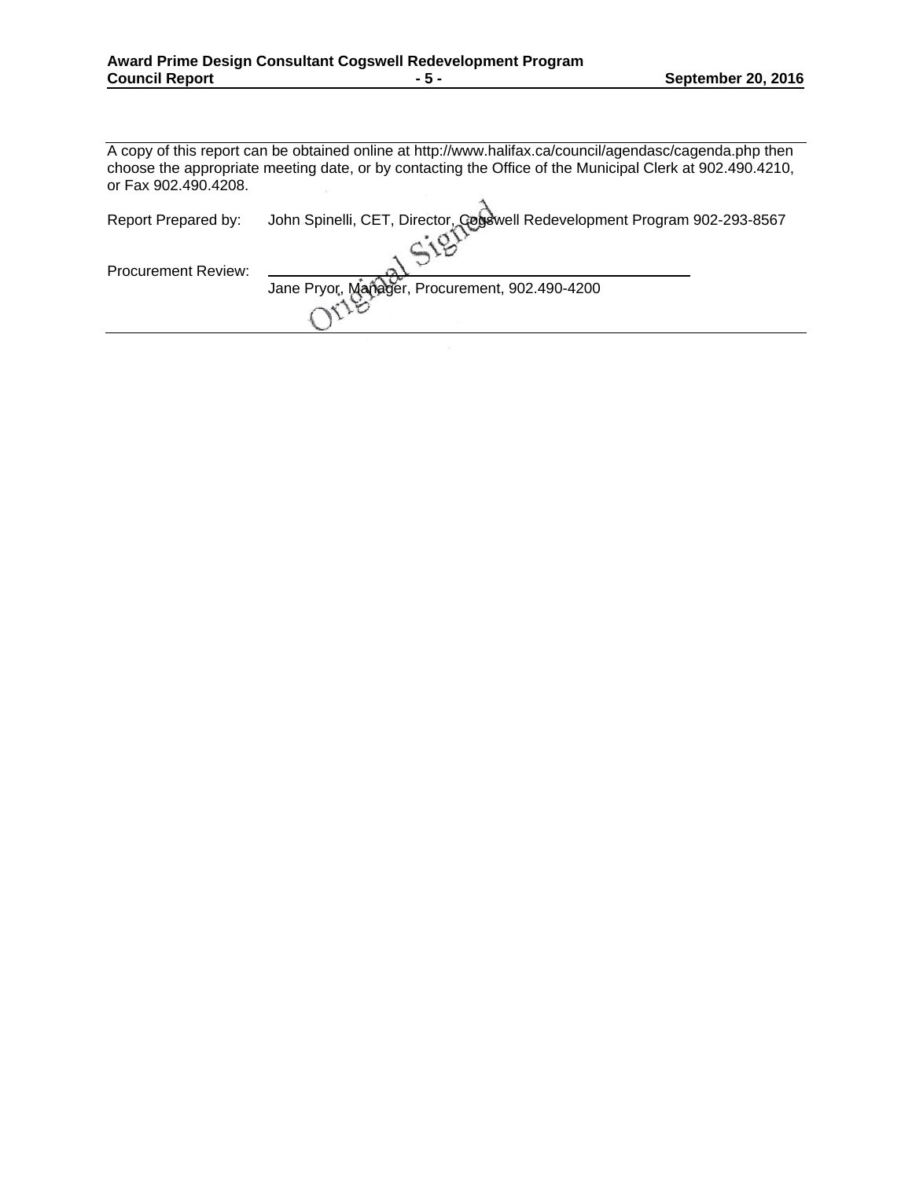A copy of this report can be obtained online at http://www.halifax.ca/council/agendasc/cagenda.php then choose the appropriate meeting date, or by contacting the Office of the Municipal Clerk at 902.490.4210, or Fax 902.490.4208.

Report Prepared by: John Spinelli, CET, Director, Cogswell Redevelopment Program 902-293-8567

Procurement Review: Original Signed

Jane Pryor, Manager, Procurement, 902.490-4200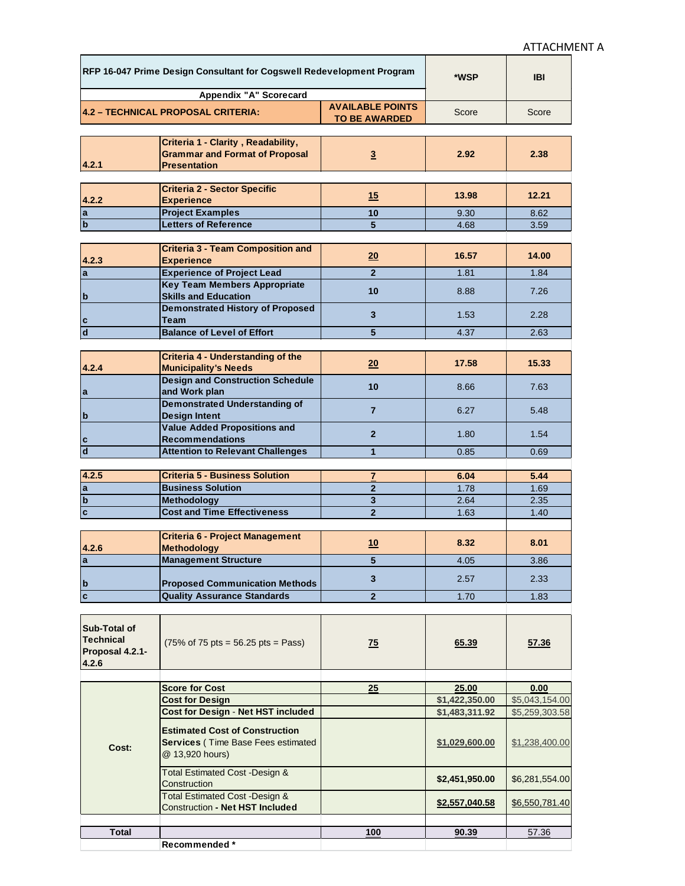ATTACHMENT A

| RFP 16-047 Prime Design Consultant for Cogswell Redevelopment Program | | | *WSP | IBI |
|---|---|---|---|---|
| Appendix "A" Scorecard | | | | |
| **4.2 – TECHNICAL PROPOSAL CRITERIA:** | | **AVAILABLE POINTS TO BE AWARDED** | Score | Score |
| **4.2.1** | **Criteria 1 - Clarity , Readability, Grammar and Format of Proposal Presentation** | **3** | **2.92** | **2.38** |
| **4.2.2** | **Criteria 2 - Sector Specific Experience** | **15** | **13.98** | **12.21** |
| **a** | **Project Examples** | **10** | 9.30 | 8.62 |
| **b** | **Letters of Reference** | **5** | 4.68 | 3.59 |
| **4.2.3** | **Criteria 3 - Team Composition and Experience** | **20** | **16.57** | **14.00** |
| **a** | **Experience of Project Lead** | **2** | 1.81 | 1.84 |
| **b** | **Key Team Members Appropriate Skills and Education** | **10** | 8.88 | 7.26 |
| **c** | **Demonstrated History of Proposed Team** | **3** | 1.53 | 2.28 |
| **d** | **Balance of Level of Effort** | **5** | 4.37 | 2.63 |
| **4.2.4** | **Criteria 4 - Understanding of the Municipality's Needs** | **20** | **17.58** | **15.33** |
| **a** | **Design and Construction Schedule and Work plan** | **10** | 8.66 | 7.63 |
| **b** | **Demonstrated Understanding of Design Intent** | **7** | 6.27 | 5.48 |
| **c** | **Value Added Propositions and Recommendations** | **2** | 1.80 | 1.54 |
| **d** | **Attention to Relevant Challenges** | **1** | 0.85 | 0.69 |
| **4.2.5** | **Criteria 5 - Business Solution** | **7** | **6.04** | **5.44** |
| **a** | **Business Solution** | **2** | 1.78 | 1.69 |
| **b** | **Methodology** | **3** | 2.64 | 2.35 |
| **c** | **Cost and Time Effectiveness** | **2** | 1.63 | 1.40 |
| **4.2.6** | **Criteria 6 - Project Management Methodology** | **10** | **8.32** | **8.01** |
| **a** | **Management Structure** | **5** | 4.05 | 3.86 |
| **b** | **Proposed Communication Methods** | **3** | 2.57 | 2.33 |
| **c** | **Quality Assurance Standards** | **2** | 1.70 | 1.83 |
| **Sub-Total of Technical Proposal 4.2.1-4.2.6** | (75% of 75 pts = 56.25 pts = Pass) | **75** | **65.39** | **57.36** |
| **Cost:** | **Score for Cost** | **25** | **25.00** | **0.00** |
| | **Cost for Design** | | **$1,422,350.00** | $5,043,154.00 |
| | **Cost for Design - Net HST included** | | **$1,483,311.92** | $5,259,303.58 |
| | **Estimated Cost of Construction Services** ( Time Base Fees estimated @ 13,920 hours) | | **$1,029,600.00** | $1,238,400.00 |
| | Total Estimated Cost -Design & Construction | | **$2,451,950.00** | $6,281,554.00 |
| | Total Estimated Cost -Design & Construction **- Net HST Included** | | **$2,557,040.58** | $6,550,781.40 |
| **Total** | | **100** | **90.39** | 57.36 |
| | **Recommended *** | | | |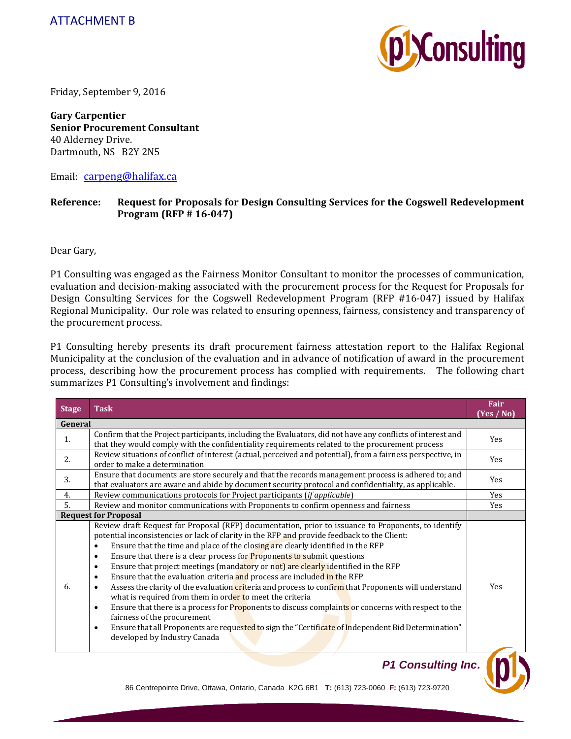ATTACHMENT B

Friday, September 9, 2016

**Gary Carpentier**
**Senior Procurement Consultant**
40 Alderney Drive.
Dartmouth, NS B2Y 2N5

Email: carpeng@halifax.ca

**Reference: Request for Proposals for Design Consulting Services for the Cogswell Redevelopment Program (RFP # 16-047)**

Dear Gary,

P1 Consulting was engaged as the Fairness Monitor Consultant to monitor the processes of communication, evaluation and decision-making associated with the procurement process for the Request for Proposals for Design Consulting Services for the Cogswell Redevelopment Program (RFP #16-047) issued by Halifax Regional Municipality. Our role was related to ensuring openness, fairness, consistency and transparency of the procurement process.

P1 Consulting hereby presents its draft procurement fairness attestation report to the Halifax Regional Municipality at the conclusion of the evaluation and in advance of notification of award in the procurement process, describing how the procurement process has complied with requirements. The following chart summarizes P1 Consulting's involvement and findings:

| Stage | Task | Fair (Yes / No) |
|---|---|---|
| **General** | | |
| 1. | Confirm that the Project participants, including the Evaluators, did not have any conflicts of interest and that they would comply with the confidentiality requirements related to the procurement process | Yes |
| 2. | Review situations of conflict of interest (actual, perceived and potential), from a fairness perspective, in order to make a determination | Yes |
| 3. | Ensure that documents are store securely and that the records management process is adhered to; and that evaluators are aware and abide by document security protocol and confidentiality, as applicable. | Yes |
| 4. | Review communications protocols for Project participants (*if applicable*) | Yes |
| 5. | Review and monitor communications with Proponents to confirm openness and fairness | Yes |
| **Request for Proposal** | | |
| 6. | Review draft Request for Proposal (RFP) documentation, prior to issuance to Proponents, to identify potential inconsistencies or lack of clarity in the RFP and provide feedback to the Client:<br>• Ensure that the time and place of the closing are clearly identified in the RFP<br>• Ensure that there is a clear process for Proponents to submit questions<br>• Ensure that project meetings (mandatory or not) are clearly identified in the RFP<br>• Ensure that the evaluation criteria and process are included in the RFP<br>• Assess the clarity of the evaluation criteria and process to confirm that Proponents will understand what is required from them in order to meet the criteria<br>• Ensure that there is a process for Proponents to discuss complaints or concerns with respect to the fairness of the procurement<br>• Ensure that all Proponents are requested to sign the "Certificate of Independent Bid Determination" developed by Industry Canada | Yes |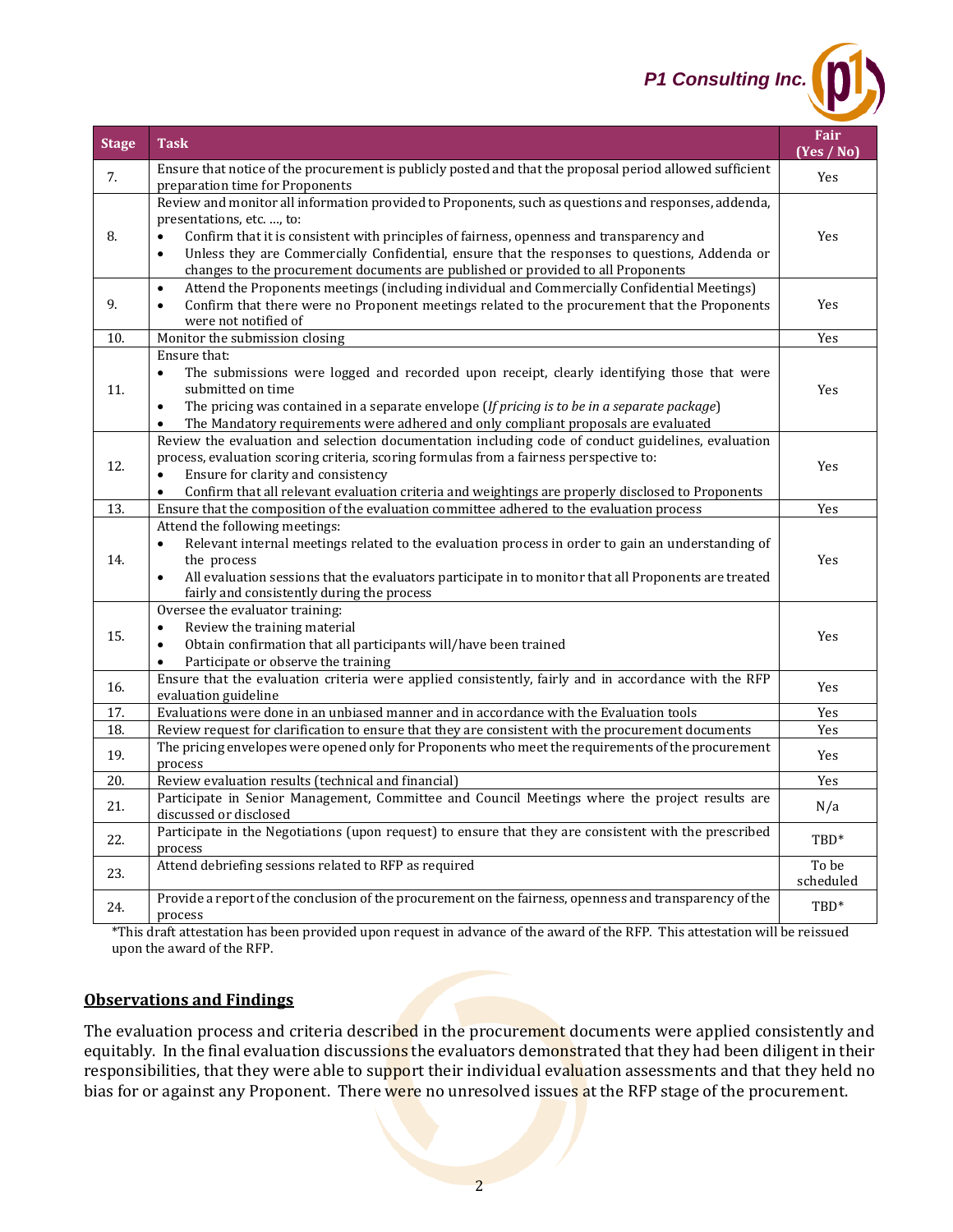| Stage | Task | Fair (Yes / No) |
|---|---|---|
| 7. | Ensure that notice of the procurement is publicly posted and that the proposal period allowed sufficient preparation time for Proponents | Yes |
| 8. | Review and monitor all information provided to Proponents, such as questions and responses, addenda, presentations, etc. …, to:<br>• Confirm that it is consistent with principles of fairness, openness and transparency and<br>• Unless they are Commercially Confidential, ensure that the responses to questions, Addenda or changes to the procurement documents are published or provided to all Proponents | Yes |
| 9. | • Attend the Proponents meetings (including individual and Commercially Confidential Meetings)<br>• Confirm that there were no Proponent meetings related to the procurement that the Proponents were not notified of | Yes |
| 10. | Monitor the submission closing | Yes |
| 11. | Ensure that:<br>• The submissions were logged and recorded upon receipt, clearly identifying those that were submitted on time<br>• The pricing was contained in a separate envelope (*If pricing is to be in a separate package*)<br>• The Mandatory requirements were adhered and only compliant proposals are evaluated | Yes |
| 12. | Review the evaluation and selection documentation including code of conduct guidelines, evaluation process, evaluation scoring criteria, scoring formulas from a fairness perspective to:<br>• Ensure for clarity and consistency<br>• Confirm that all relevant evaluation criteria and weightings are properly disclosed to Proponents | Yes |
| 13. | Ensure that the composition of the evaluation committee adhered to the evaluation process | Yes |
| 14. | Attend the following meetings:<br>• Relevant internal meetings related to the evaluation process in order to gain an understanding of the process<br>• All evaluation sessions that the evaluators participate in to monitor that all Proponents are treated fairly and consistently during the process | Yes |
| 15. | Oversee the evaluator training:<br>• Review the training material<br>• Obtain confirmation that all participants will/have been trained<br>• Participate or observe the training | Yes |
| 16. | Ensure that the evaluation criteria were applied consistently, fairly and in accordance with the RFP evaluation guideline | Yes |
| 17. | Evaluations were done in an unbiased manner and in accordance with the Evaluation tools | Yes |
| 18. | Review request for clarification to ensure that they are consistent with the procurement documents | Yes |
| 19. | The pricing envelopes were opened only for Proponents who meet the requirements of the procurement process | Yes |
| 20. | Review evaluation results (technical and financial) | Yes |
| 21. | Participate in Senior Management, Committee and Council Meetings where the project results are discussed or disclosed | N/a |
| 22. | Participate in the Negotiations (upon request) to ensure that they are consistent with the prescribed process | TBD* |
| 23. | Attend debriefing sessions related to RFP as required | To be scheduled |
| 24. | Provide a report of the conclusion of the procurement on the fairness, openness and transparency of the process | TBD* |

*This draft attestation has been provided upon request in advance of the award of the RFP. This attestation will be reissued upon the award of the RFP.

## Observations and Findings

The evaluation process and criteria described in the procurement documents were applied consistently and equitably. In the final evaluation discussions the evaluators demonstrated that they had been diligent in their responsibilities, that they were able to support their individual evaluation assessments and that they held no bias for or against any Proponent. There were no unresolved issues at the RFP stage of the procurement.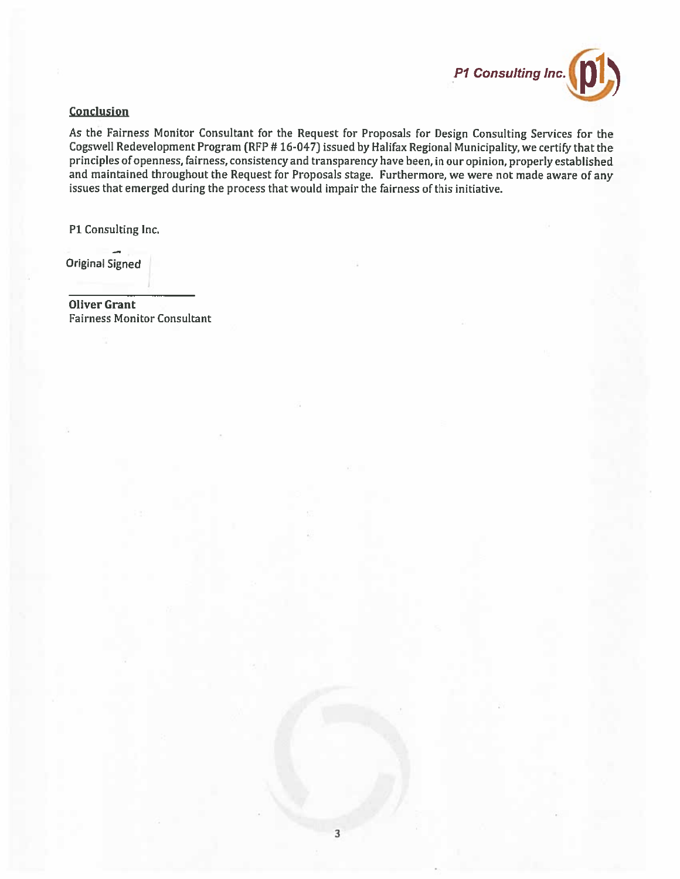## Conclusion

As the Fairness Monitor Consultant for the Request for Proposals for Design Consulting Services for the Cogswell Redevelopment Program (RFP # 16-047) issued by Halifax Regional Municipality, we certify that the principles of openness, fairness, consistency and transparency have been, in our opinion, properly established and maintained throughout the Request for Proposals stage. Furthermore, we were not made aware of any issues that emerged during the process that would impair the fairness of this initiative.

P1 Consulting Inc.

Original Signed

**Oliver Grant**
Fairness Monitor Consultant